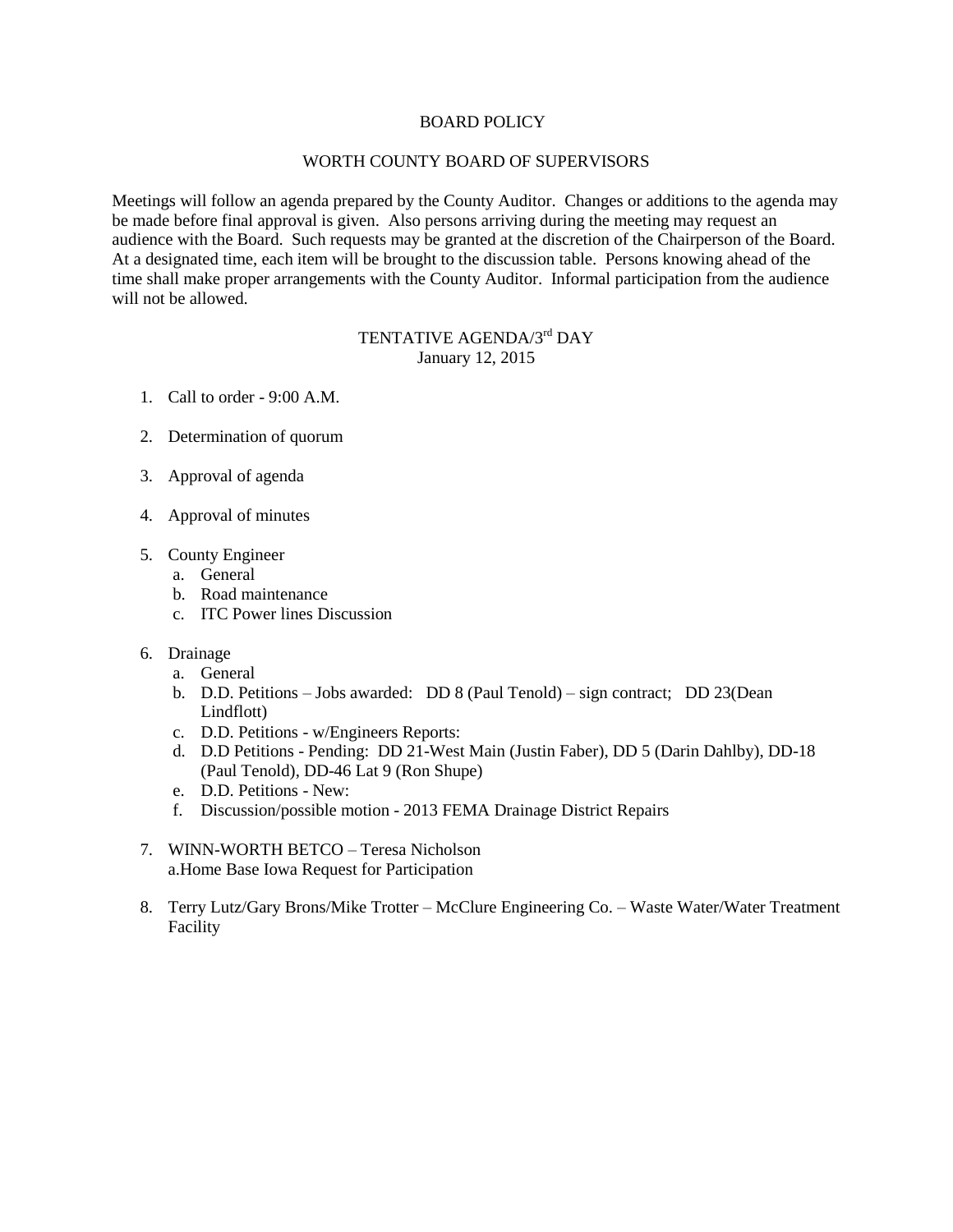# BOARD POLICY

## WORTH COUNTY BOARD OF SUPERVISORS

Meetings will follow an agenda prepared by the County Auditor. Changes or additions to the agenda may be made before final approval is given. Also persons arriving during the meeting may request an audience with the Board. Such requests may be granted at the discretion of the Chairperson of the Board. At a designated time, each item will be brought to the discussion table. Persons knowing ahead of the time shall make proper arrangements with the County Auditor. Informal participation from the audience will not be allowed.

## TENTATIVE AGENDA/3rd DAY
January 12, 2015

1. Call to order - 9:00 A.M.

2. Determination of quorum

3. Approval of agenda

4. Approval of minutes

5. County Engineer
   a. General
   b. Road maintenance
   c. ITC Power lines Discussion

6. Drainage
   a. General
   b. D.D. Petitions – Jobs awarded: DD 8 (Paul Tenold) – sign contract; DD 23(Dean Lindflott)
   c. D.D. Petitions - w/Engineers Reports:
   d. D.D Petitions - Pending: DD 21-West Main (Justin Faber), DD 5 (Darin Dahlby), DD-18 (Paul Tenold), DD-46 Lat 9 (Ron Shupe)
   e. D.D. Petitions - New:
   f. Discussion/possible motion - 2013 FEMA Drainage District Repairs

7. WINN-WORTH BETCO – Teresa Nicholson
   a.Home Base Iowa Request for Participation

8. Terry Lutz/Gary Brons/Mike Trotter – McClure Engineering Co. – Waste Water/Water Treatment Facility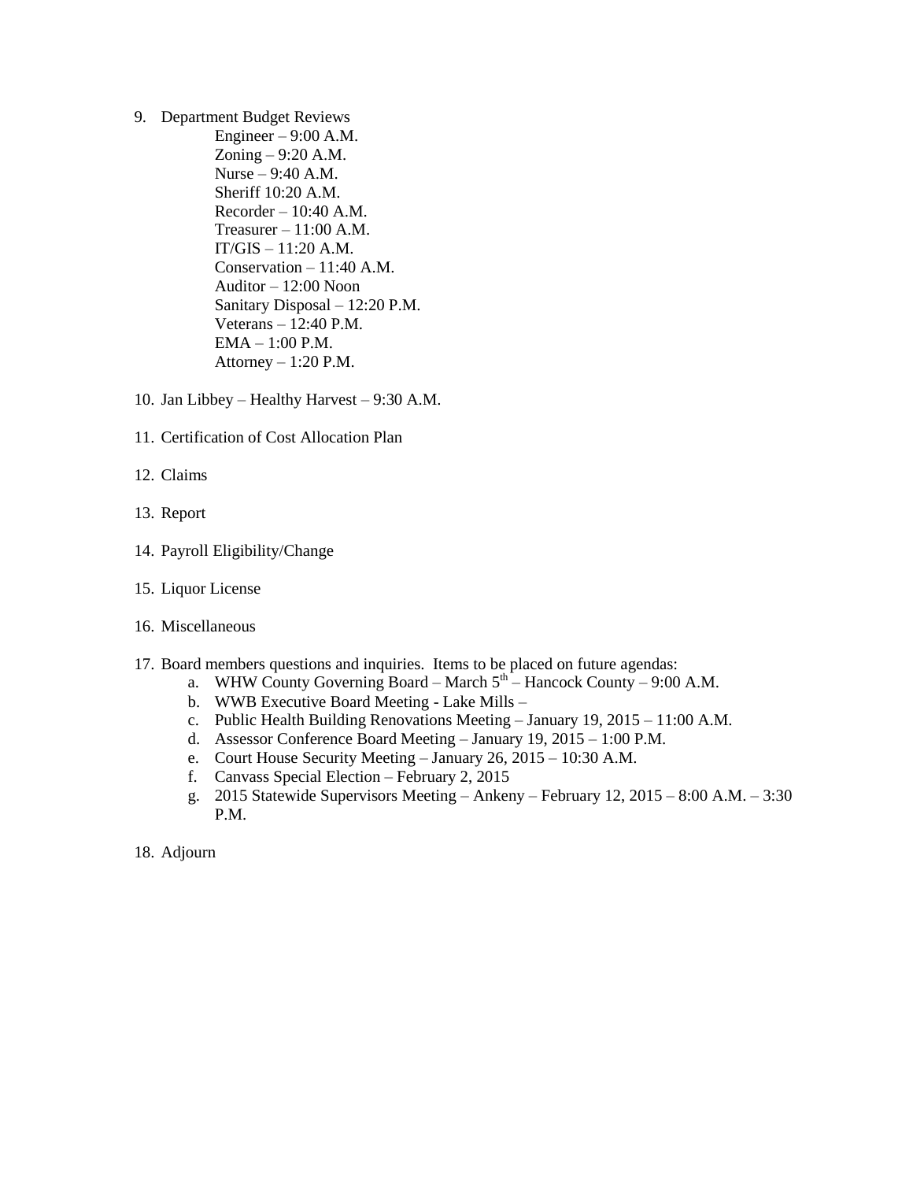9. Department Budget Reviews
    Engineer – 9:00 A.M.
    Zoning – 9:20 A.M.
    Nurse – 9:40 A.M.
    Sheriff 10:20 A.M.
    Recorder – 10:40 A.M.
    Treasurer – 11:00 A.M.
    IT/GIS – 11:20 A.M.
    Conservation – 11:40 A.M.
    Auditor – 12:00 Noon
    Sanitary Disposal – 12:20 P.M.
    Veterans – 12:40 P.M.
    EMA – 1:00 P.M.
    Attorney – 1:20 P.M.

10. Jan Libbey – Healthy Harvest – 9:30 A.M.

11. Certification of Cost Allocation Plan

12. Claims

13. Report

14. Payroll Eligibility/Change

15. Liquor License

16. Miscellaneous

17. Board members questions and inquiries. Items to be placed on future agendas:
    a. WHW County Governing Board – March 5th – Hancock County – 9:00 A.M.
    b. WWB Executive Board Meeting - Lake Mills –
    c. Public Health Building Renovations Meeting – January 19, 2015 – 11:00 A.M.
    d. Assessor Conference Board Meeting – January 19, 2015 – 1:00 P.M.
    e. Court House Security Meeting – January 26, 2015 – 10:30 A.M.
    f. Canvass Special Election – February 2, 2015
    g. 2015 Statewide Supervisors Meeting – Ankeny – February 12, 2015 – 8:00 A.M. – 3:30 P.M.

18. Adjourn